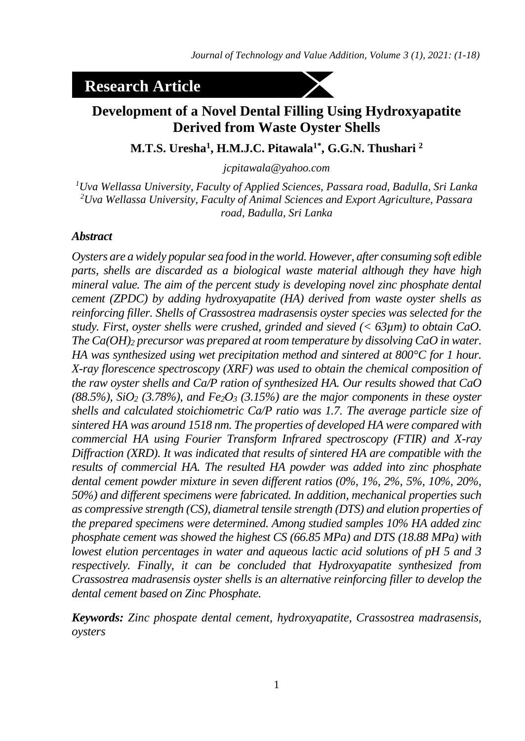**Research Article**

# Development of a Novel Dental Filling Using Hydroxyapatite Derived from Waste Oyster Shells

**M.T.S. Uresha[1], H.M.J.C. Pitawala[1*], G.G.N. Thushari [2]**

*jcpitawala@yahoo.com*

*[1]Uva Wellassa University, Faculty of Applied Sciences, Passara road, Badulla, Sri Lanka*
*[2]Uva Wellassa University, Faculty of Animal Sciences and Export Agriculture, Passara road, Badulla, Sri Lanka*

### *Abstract*

*Oysters are a widely popular sea food in the world. However, after consuming soft edible parts, shells are discarded as a biological waste material although they have high mineral value. The aim of the percent study is developing novel zinc phosphate dental cement (ZPDC) by adding hydroxyapatite (HA) derived from waste oyster shells as reinforcing filler. Shells of Crassostrea madrasensis oyster species was selected for the study. First, oyster shells were crushed, grinded and sieved (< 63µm) to obtain CaO. The $Ca(OH)_2$ precursor was prepared at room temperature by dissolving CaO in water. HA was synthesized using wet precipitation method and sintered at 800°C for 1 hour. X-ray florescence spectroscopy (XRF) was used to obtain the chemical composition of the raw oyster shells and Ca/P ration of synthesized HA. Our results showed that CaO (88.5%), $SiO_2$ (3.78%), and $Fe_2O_3$ (3.15%) are the major components in these oyster shells and calculated stoichiometric Ca/P ratio was 1.7. The average particle size of sintered HA was around 1518 nm. The properties of developed HA were compared with commercial HA using Fourier Transform Infrared spectroscopy (FTIR) and X-ray Diffraction (XRD). It was indicated that results of sintered HA are compatible with the results of commercial HA. The resulted HA powder was added into zinc phosphate dental cement powder mixture in seven different ratios (0%, 1%, 2%, 5%, 10%, 20%, 50%) and different specimens were fabricated. In addition, mechanical properties such as compressive strength (CS), diametral tensile strength (DTS) and elution properties of the prepared specimens were determined. Among studied samples 10% HA added zinc phosphate cement was showed the highest CS (66.85 MPa) and DTS (18.88 MPa) with lowest elution percentages in water and aqueous lactic acid solutions of pH 5 and 3 respectively. Finally, it can be concluded that Hydroxyapatite synthesized from Crassostrea madrasensis oyster shells is an alternative reinforcing filler to develop the dental cement based on Zinc Phosphate.*

***Keywords:*** *Zinc phospate dental cement, hydroxyapatite, Crassostrea madrasensis, oysters*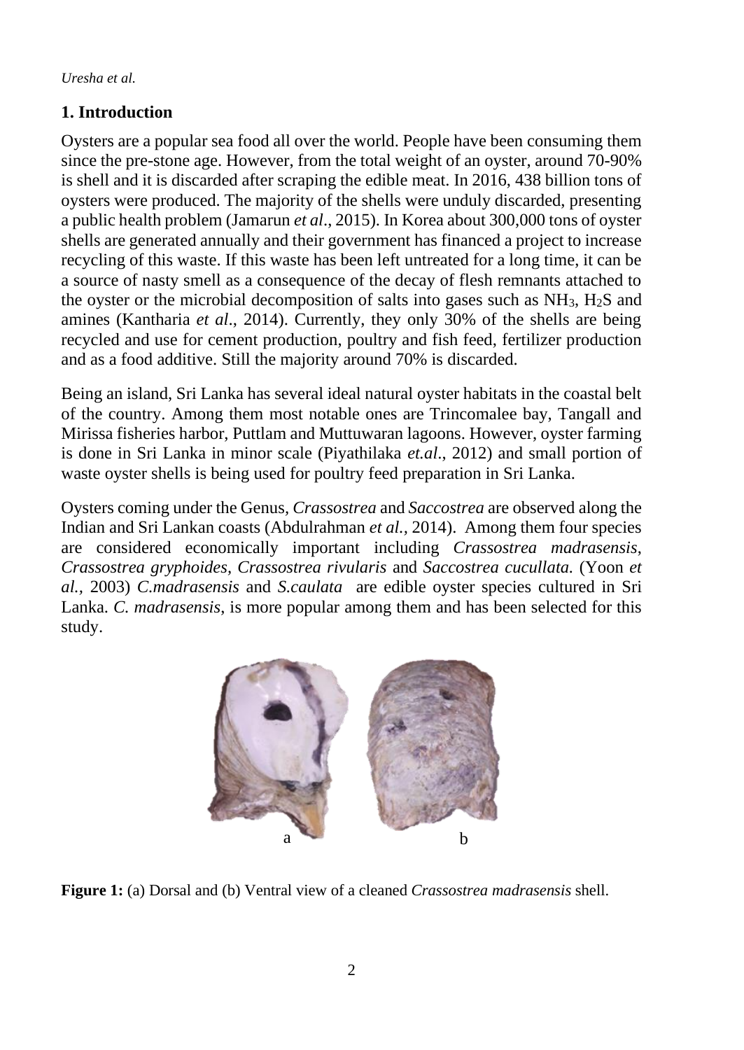## 1. Introduction

Oysters are a popular sea food all over the world. People have been consuming them since the pre-stone age. However, from the total weight of an oyster, around 70-90% is shell and it is discarded after scraping the edible meat. In 2016, 438 billion tons of oysters were produced. The majority of the shells were unduly discarded, presenting a public health problem (Jamarun *et al*., 2015). In Korea about 300,000 tons of oyster shells are generated annually and their government has financed a project to increase recycling of this waste. If this waste has been left untreated for a long time, it can be a source of nasty smell as a consequence of the decay of flesh remnants attached to the oyster or the microbial decomposition of salts into gases such as $NH_3$, $H_2S$ and amines (Kantharia *et al*., 2014). Currently, they only 30% of the shells are being recycled and use for cement production, poultry and fish feed, fertilizer production and as a food additive. Still the majority around 70% is discarded.

Being an island, Sri Lanka has several ideal natural oyster habitats in the coastal belt of the country. Among them most notable ones are Trincomalee bay, Tangall and Mirissa fisheries harbor, Puttlam and Muttuwaran lagoons. However, oyster farming is done in Sri Lanka in minor scale (Piyathilaka *et.al*., 2012) and small portion of waste oyster shells is being used for poultry feed preparation in Sri Lanka.

Oysters coming under the Genus, *Crassostrea* and *Saccostrea* are observed along the Indian and Sri Lankan coasts (Abdulrahman *et al.*, 2014). Among them four species are considered economically important including *Crassostrea madrasensis*, *Crassostrea gryphoides*, *Crassostrea rivularis* and *Saccostrea cucullata.* (Yoon *et al.,* 2003) *C.madrasensis* and *S.caulata* are edible oyster species cultured in Sri Lanka. *C. madrasensis*, is more popular among them and has been selected for this study.

a b

**Figure 1:** (a) Dorsal and (b) Ventral view of a cleaned *Crassostrea madrasensis* shell.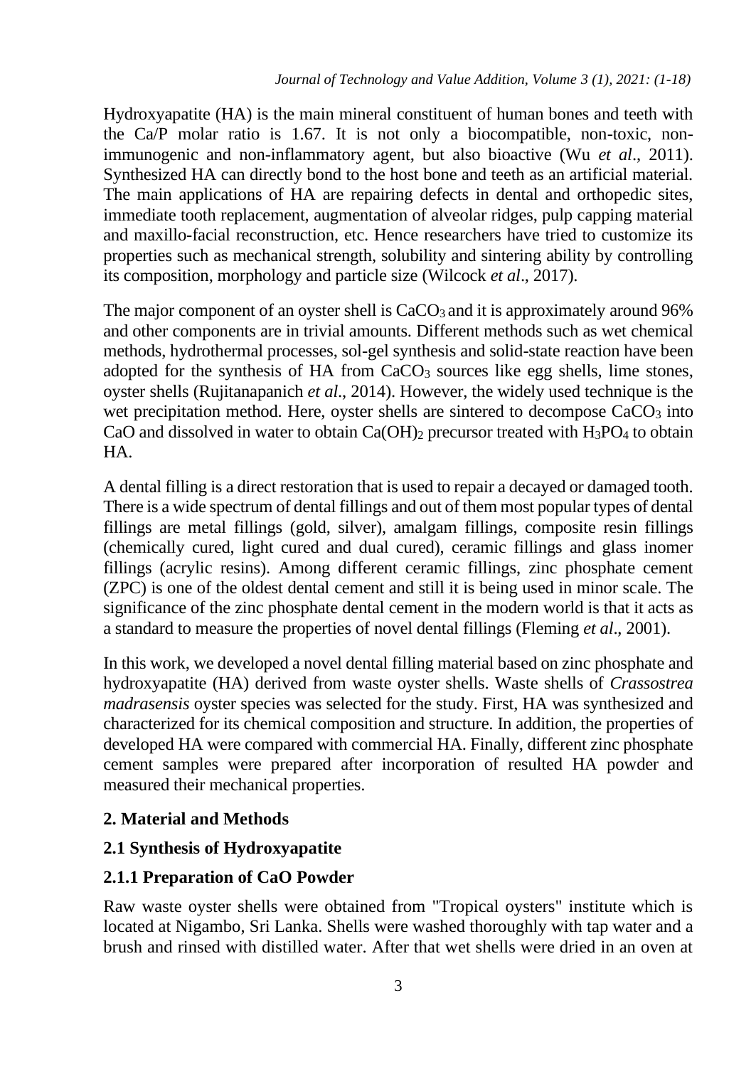Hydroxyapatite (HA) is the main mineral constituent of human bones and teeth with the Ca/P molar ratio is 1.67. It is not only a biocompatible, non-toxic, non-immunogenic and non-inflammatory agent, but also bioactive (Wu *et al*., 2011). Synthesized HA can directly bond to the host bone and teeth as an artificial material. The main applications of HA are repairing defects in dental and orthopedic sites, immediate tooth replacement, augmentation of alveolar ridges, pulp capping material and maxillo-facial reconstruction, etc. Hence researchers have tried to customize its properties such as mechanical strength, solubility and sintering ability by controlling its composition, morphology and particle size (Wilcock *et al*., 2017).

The major component of an oyster shell is $CaCO_3$ and it is approximately around 96% and other components are in trivial amounts. Different methods such as wet chemical methods, hydrothermal processes, sol-gel synthesis and solid-state reaction have been adopted for the synthesis of HA from $CaCO_3$ sources like egg shells, lime stones, oyster shells (Rujitanapanich *et al*., 2014). However, the widely used technique is the wet precipitation method. Here, oyster shells are sintered to decompose $CaCO_3$ into CaO and dissolved in water to obtain $Ca(OH)_2$ precursor treated with $H_3PO_4$ to obtain HA.

A dental filling is a direct restoration that is used to repair a decayed or damaged tooth. There is a wide spectrum of dental fillings and out of them most popular types of dental fillings are metal fillings (gold, silver), amalgam fillings, composite resin fillings (chemically cured, light cured and dual cured), ceramic fillings and glass inomer fillings (acrylic resins). Among different ceramic fillings, zinc phosphate cement (ZPC) is one of the oldest dental cement and still it is being used in minor scale. The significance of the zinc phosphate dental cement in the modern world is that it acts as a standard to measure the properties of novel dental fillings (Fleming *et al*., 2001).

In this work, we developed a novel dental filling material based on zinc phosphate and hydroxyapatite (HA) derived from waste oyster shells. Waste shells of *Crassostrea madrasensis* oyster species was selected for the study. First, HA was synthesized and characterized for its chemical composition and structure. In addition, the properties of developed HA were compared with commercial HA. Finally, different zinc phosphate cement samples were prepared after incorporation of resulted HA powder and measured their mechanical properties.

## 2. Material and Methods

### 2.1 Synthesis of Hydroxyapatite

#### 2.1.1 Preparation of CaO Powder

Raw waste oyster shells were obtained from "Tropical oysters" institute which is located at Nigambo, Sri Lanka. Shells were washed thoroughly with tap water and a brush and rinsed with distilled water. After that wet shells were dried in an oven at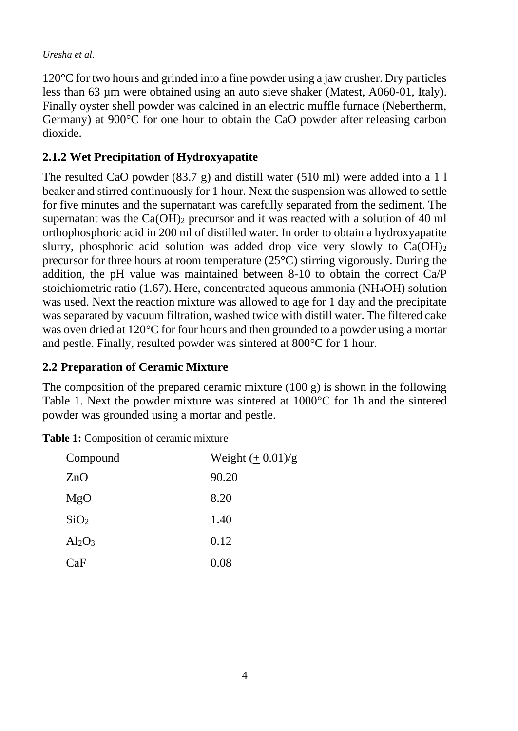120°C for two hours and grinded into a fine powder using a jaw crusher. Dry particles less than 63 µm were obtained using an auto sieve shaker (Matest, A060-01, Italy). Finally oyster shell powder was calcined in an electric muffle furnace (Nebertherm, Germany) at 900°C for one hour to obtain the CaO powder after releasing carbon dioxide.

### 2.1.2 Wet Precipitation of Hydroxyapatite

The resulted CaO powder (83.7 g) and distill water (510 ml) were added into a 1 l beaker and stirred continuously for 1 hour. Next the suspension was allowed to settle for five minutes and the supernatant was carefully separated from the sediment. The supernatant was the $Ca(OH)_2$ precursor and it was reacted with a solution of 40 ml orthophosphoric acid in 200 ml of distilled water. In order to obtain a hydroxyapatite slurry, phosphoric acid solution was added drop vice very slowly to $Ca(OH)_2$ precursor for three hours at room temperature (25°C) stirring vigorously. During the addition, the pH value was maintained between 8-10 to obtain the correct Ca/P stoichiometric ratio (1.67). Here, concentrated aqueous ammonia ($NH_4OH$) solution was used. Next the reaction mixture was allowed to age for 1 day and the precipitate was separated by vacuum filtration, washed twice with distill water. The filtered cake was oven dried at 120°C for four hours and then grounded to a powder using a mortar and pestle. Finally, resulted powder was sintered at 800°C for 1 hour.

## 2.2 Preparation of Ceramic Mixture

The composition of the prepared ceramic mixture (100 g) is shown in the following Table 1. Next the powder mixture was sintered at 1000°C for 1h and the sintered powder was grounded using a mortar and pestle.

**Table 1:** Composition of ceramic mixture

| Compound | Weight ($\pm$ 0.01)/g |
|---|---|
| ZnO | 90.20 |
| MgO | 8.20 |
| $SiO_2$ | 1.40 |
| $Al_2O_3$ | 0.12 |
| CaF | 0.08 |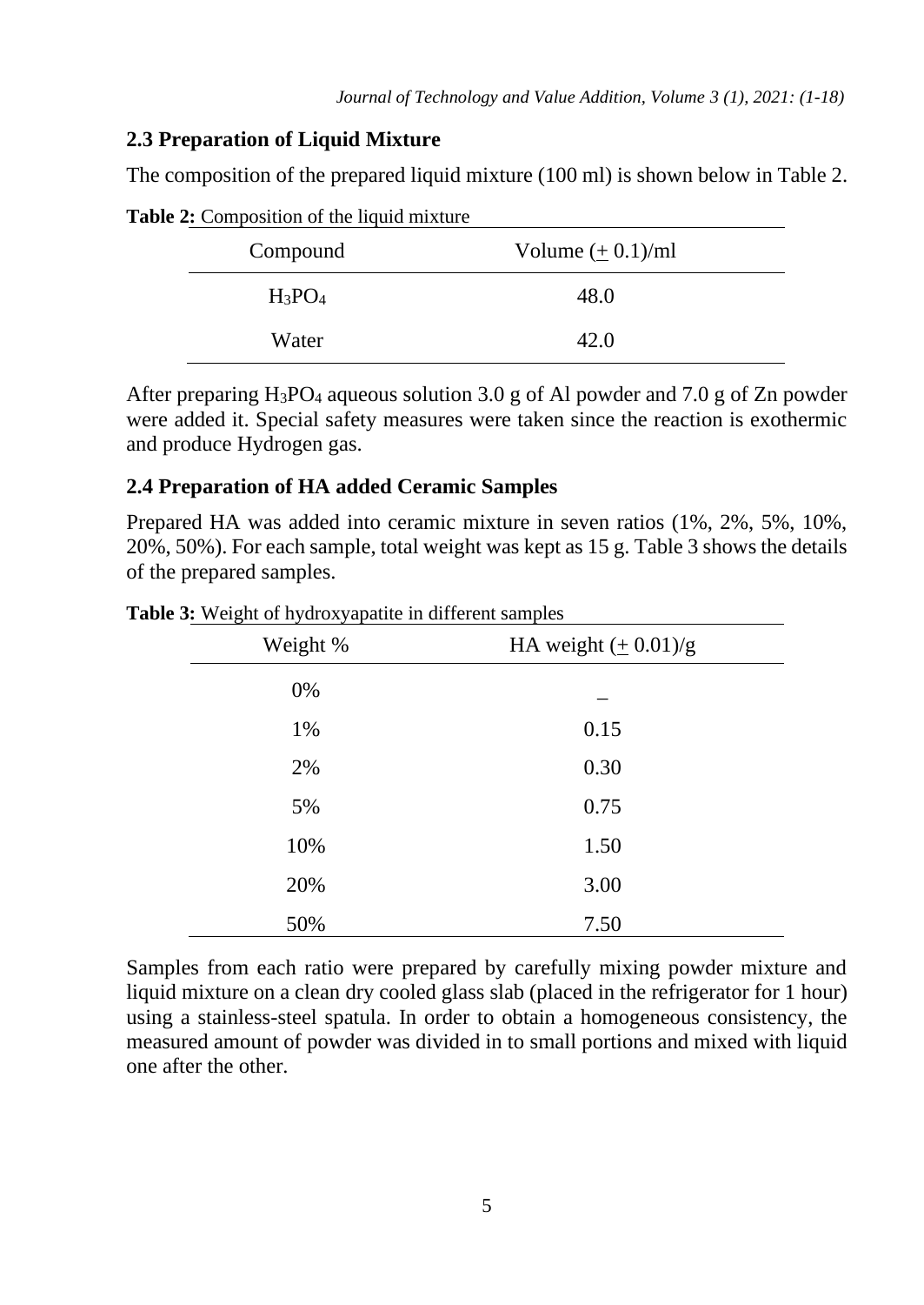## 2.3 Preparation of Liquid Mixture

The composition of the prepared liquid mixture (100 ml) is shown below in Table 2.

**Table 2:** Composition of the liquid mixture

| Compound | Volume ($\pm$ 0.1)/ml |
|---|---|
| $H_3PO_4$ | 48.0 |
| Water | 42.0 |

After preparing $H_3PO_4$ aqueous solution 3.0 g of Al powder and 7.0 g of Zn powder were added it. Special safety measures were taken since the reaction is exothermic and produce Hydrogen gas.

## 2.4 Preparation of HA added Ceramic Samples

Prepared HA was added into ceramic mixture in seven ratios (1%, 2%, 5%, 10%, 20%, 50%). For each sample, total weight was kept as 15 g. Table 3 shows the details of the prepared samples.

**Table 3:** Weight of hydroxyapatite in different samples

| Weight % | HA weight ($\pm$ 0.01)/g |
|---|---|
| 0% | _ |
| 1% | 0.15 |
| 2% | 0.30 |
| 5% | 0.75 |
| 10% | 1.50 |
| 20% | 3.00 |
| 50% | 7.50 |

Samples from each ratio were prepared by carefully mixing powder mixture and liquid mixture on a clean dry cooled glass slab (placed in the refrigerator for 1 hour) using a stainless-steel spatula. In order to obtain a homogeneous consistency, the measured amount of powder was divided in to small portions and mixed with liquid one after the other.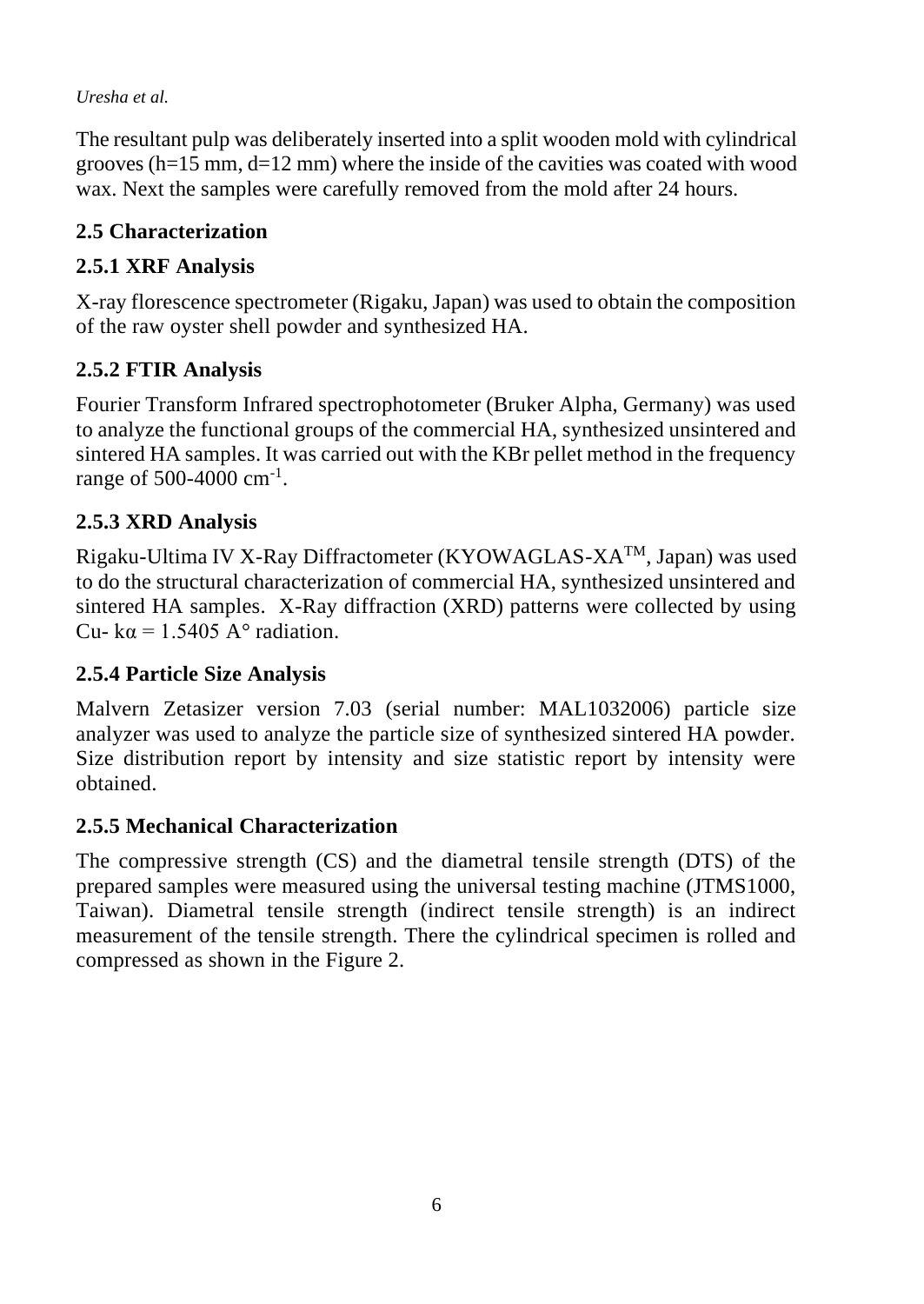The resultant pulp was deliberately inserted into a split wooden mold with cylindrical grooves (h=15 mm, d=12 mm) where the inside of the cavities was coated with wood wax. Next the samples were carefully removed from the mold after 24 hours.

## 2.5 Characterization

### 2.5.1 XRF Analysis

X-ray florescence spectrometer (Rigaku, Japan) was used to obtain the composition of the raw oyster shell powder and synthesized HA.

### 2.5.2 FTIR Analysis

Fourier Transform Infrared spectrophotometer (Bruker Alpha, Germany) was used to analyze the functional groups of the commercial HA, synthesized unsintered and sintered HA samples. It was carried out with the KBr pellet method in the frequency range of 500-4000 $cm^{-1}$.

### 2.5.3 XRD Analysis

Rigaku-Ultima IV X-Ray Diffractometer (KYOWAGLAS-XA™, Japan) was used to do the structural characterization of commercial HA, synthesized unsintered and sintered HA samples. X-Ray diffraction (XRD) patterns were collected by using Cu- $k\alpha = 1.5405$ A° radiation.

### 2.5.4 Particle Size Analysis

Malvern Zetasizer version 7.03 (serial number: MAL1032006) particle size analyzer was used to analyze the particle size of synthesized sintered HA powder. Size distribution report by intensity and size statistic report by intensity were obtained.

### 2.5.5 Mechanical Characterization

The compressive strength (CS) and the diametral tensile strength (DTS) of the prepared samples were measured using the universal testing machine (JTMS1000, Taiwan). Diametral tensile strength (indirect tensile strength) is an indirect measurement of the tensile strength. There the cylindrical specimen is rolled and compressed as shown in the Figure 2.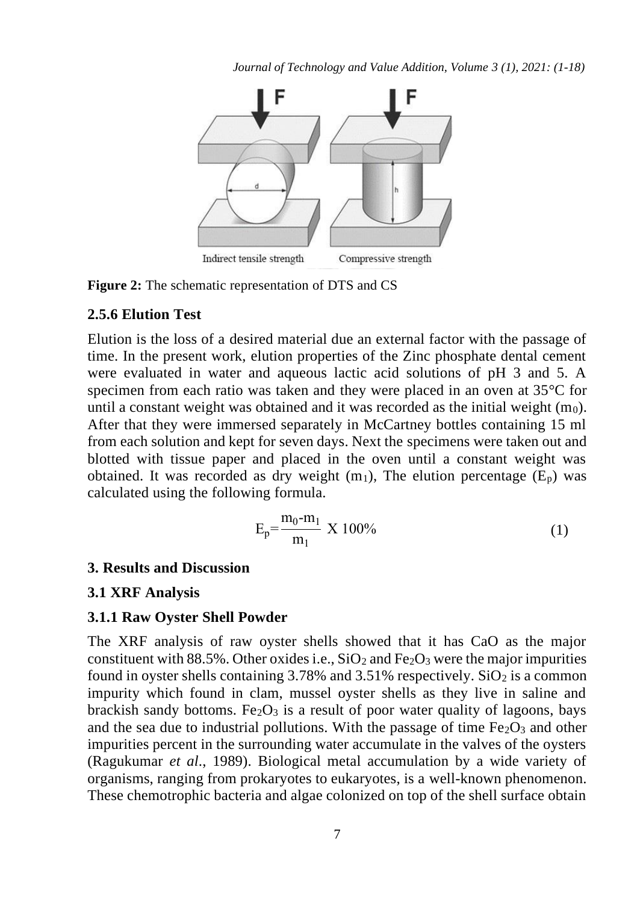**Figure 2:** The schematic representation of DTS and CS

### 2.5.6 Elution Test

Elution is the loss of a desired material due an external factor with the passage of time. In the present work, elution properties of the Zinc phosphate dental cement were evaluated in water and aqueous lactic acid solutions of pH 3 and 5. A specimen from each ratio was taken and they were placed in an oven at 35°C for until a constant weight was obtained and it was recorded as the initial weight ($m_0$). After that they were immersed separately in McCartney bottles containing 15 ml from each solution and kept for seven days. Next the specimens were taken out and blotted with tissue paper and placed in the oven until a constant weight was obtained. It was recorded as dry weight ($m_1$), The elution percentage ($E_p$) was calculated using the following formula.

$$E_p = \frac{m_0 - m_1}{m_1} \text{ X } 100\% \tag{1}$$

## 3. Results and Discussion

### 3.1 XRF Analysis

### 3.1.1 Raw Oyster Shell Powder

The XRF analysis of raw oyster shells showed that it has CaO as the major constituent with 88.5%. Other oxides i.e., $SiO_2$ and $Fe_2O_3$ were the major impurities found in oyster shells containing 3.78% and 3.51% respectively. $SiO_2$ is a common impurity which found in clam, mussel oyster shells as they live in saline and brackish sandy bottoms. $Fe_2O_3$ is a result of poor water quality of lagoons, bays and the sea due to industrial pollutions. With the passage of time $Fe_2O_3$ and other impurities percent in the surrounding water accumulate in the valves of the oysters (Ragukumar *et al*., 1989). Biological metal accumulation by a wide variety of organisms, ranging from prokaryotes to eukaryotes, is a well-known phenomenon. These chemotrophic bacteria and algae colonized on top of the shell surface obtain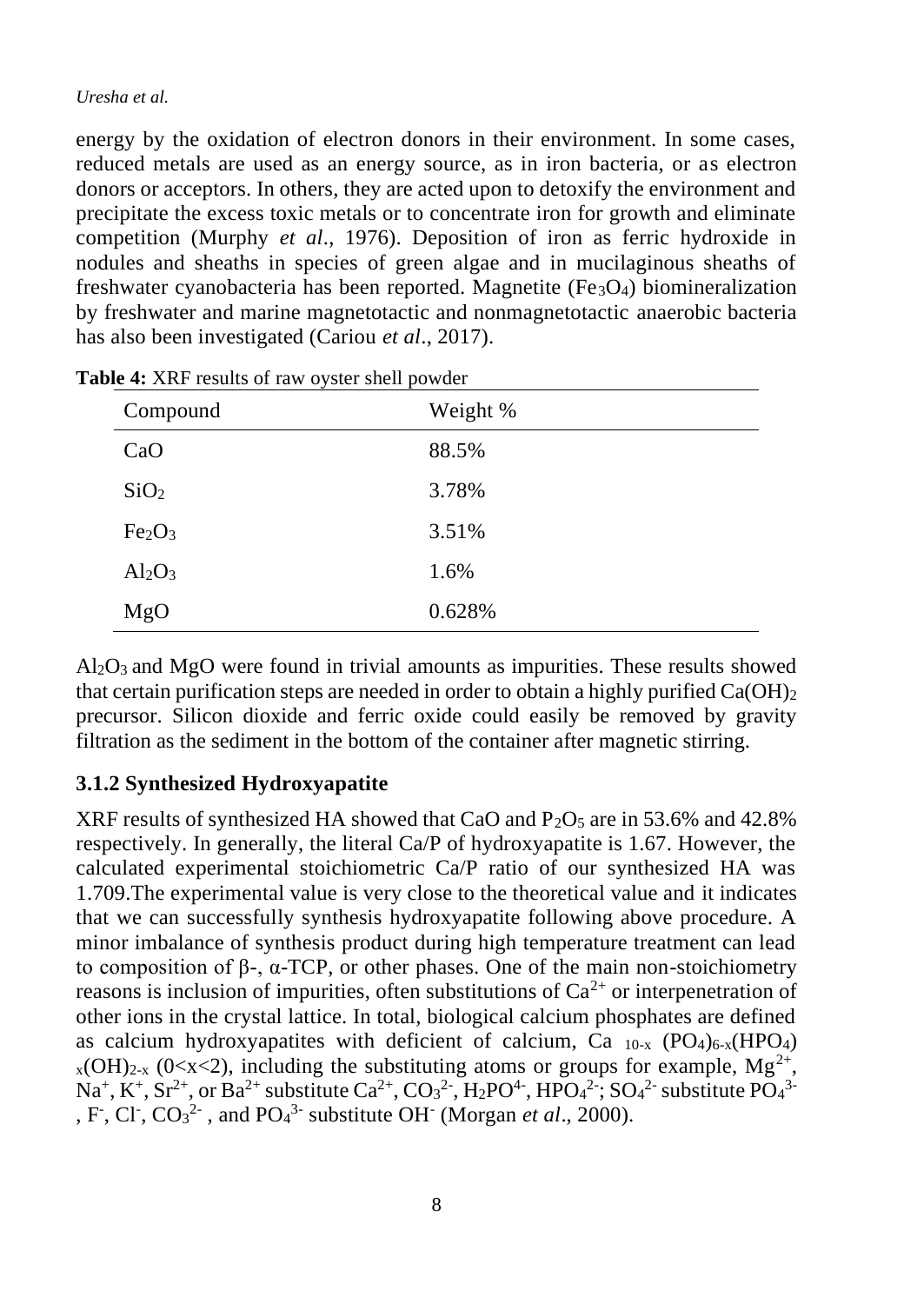energy by the oxidation of electron donors in their environment. In some cases, reduced metals are used as an energy source, as in iron bacteria, or as electron donors or acceptors. In others, they are acted upon to detoxify the environment and precipitate the excess toxic metals or to concentrate iron for growth and eliminate competition (Murphy *et al*., 1976). Deposition of iron as ferric hydroxide in nodules and sheaths in species of green algae and in mucilaginous sheaths of freshwater cyanobacteria has been reported. Magnetite ($Fe_3O_4$) biomineralization by freshwater and marine magnetotactic and nonmagnetotactic anaerobic bacteria has also been investigated (Cariou *et al*., 2017).

**Table 4:** XRF results of raw oyster shell powder

| Compound | Weight % |
|---|---|
| $CaO$ | 88.5% |
| $SiO_2$ | 3.78% |
| $Fe_2O_3$ | 3.51% |
| $Al_2O_3$ | 1.6% |
| $MgO$ | 0.628% |

$Al_2O_3$ and MgO were found in trivial amounts as impurities. These results showed that certain purification steps are needed in order to obtain a highly purified $Ca(OH)_2$ precursor. Silicon dioxide and ferric oxide could easily be removed by gravity filtration as the sediment in the bottom of the container after magnetic stirring.

### 3.1.2 Synthesized Hydroxyapatite

XRF results of synthesized HA showed that CaO and $P_2O_5$ are in 53.6% and 42.8% respectively. In generally, the literal Ca/P of hydroxyapatite is 1.67. However, the calculated experimental stoichiometric Ca/P ratio of our synthesized HA was 1.709.The experimental value is very close to the theoretical value and it indicates that we can successfully synthesis hydroxyapatite following above procedure. A minor imbalance of synthesis product during high temperature treatment can lead to composition of β-, α-TCP, or other phases. One of the main non-stoichiometry reasons is inclusion of impurities, often substitutions of $Ca^{2+}$ or interpenetration of other ions in the crystal lattice. In total, biological calcium phosphates are defined as calcium hydroxyapatites with deficient of calcium, $Ca_{10-x}(PO_4)_{6-x}(HPO_4)_x(OH)_{2-x}$ ($0<x<2$), including the substituting atoms or groups for example, $Mg^{2+}$, $Na^+$, $K^+$, $Sr^{2+}$, or $Ba^{2+}$ substitute $Ca^{2+}$, $CO_3^{2-}$, $H_2PO^{4-}$, $HPO_4^{2-}$; $SO_4^{2-}$ substitute $PO_4^{3-}$, $F^-$, $Cl^-$, $CO_3^{2-}$, and $PO_4^{3-}$ substitute $OH^-$ (Morgan *et al*., 2000).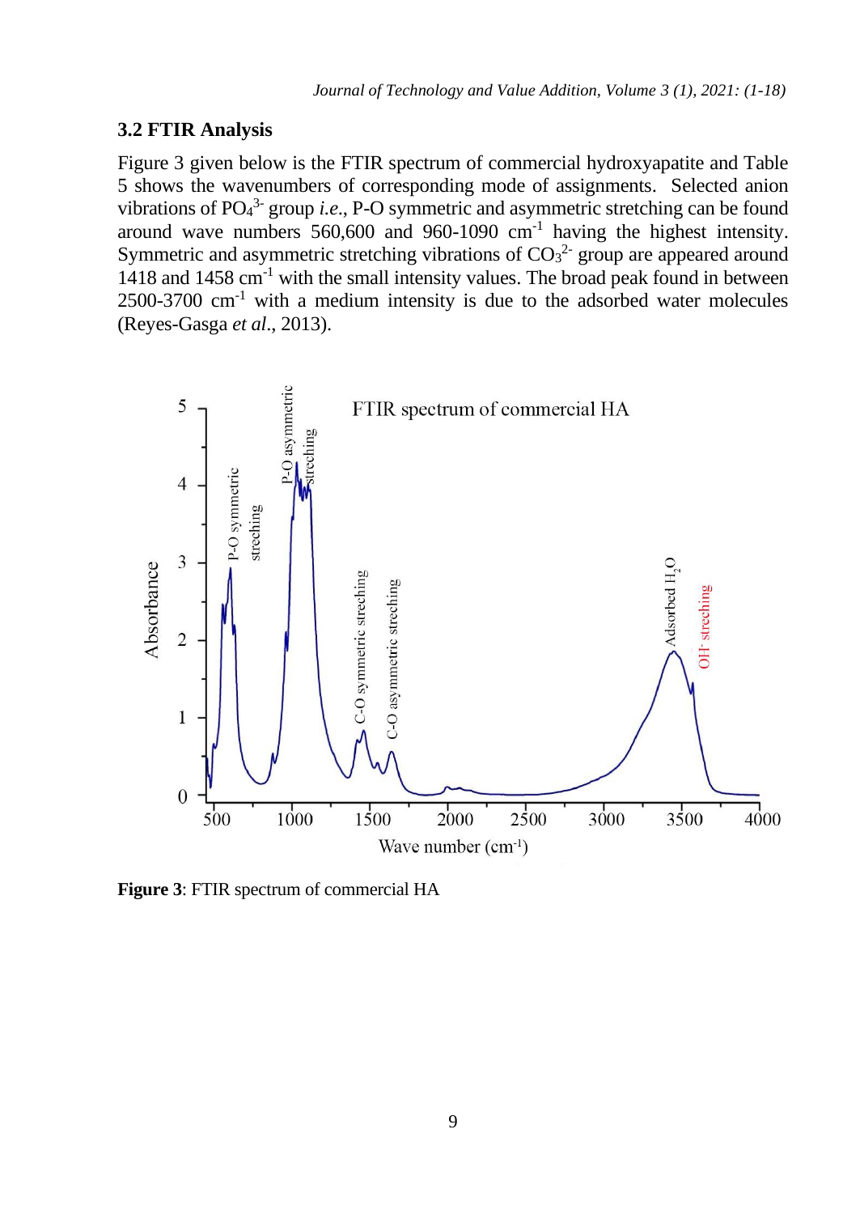## 3.2 FTIR Analysis

Figure 3 given below is the FTIR spectrum of commercial hydroxyapatite and Table 5 shows the wavenumbers of corresponding mode of assignments. Selected anion vibrations of $PO_4^{3-}$ group *i.e*., P-O symmetric and asymmetric stretching can be found around wave numbers 560,600 and 960-1090 $cm^{-1}$ having the highest intensity. Symmetric and asymmetric stretching vibrations of $CO_3^{2-}$ group are appeared around 1418 and 1458 $cm^{-1}$ with the small intensity values. The broad peak found in between 2500-3700 $cm^{-1}$ with a medium intensity is due to the adsorbed water molecules (Reyes-Gasga *et al*., 2013).

**Figure 3**: FTIR spectrum of commercial HA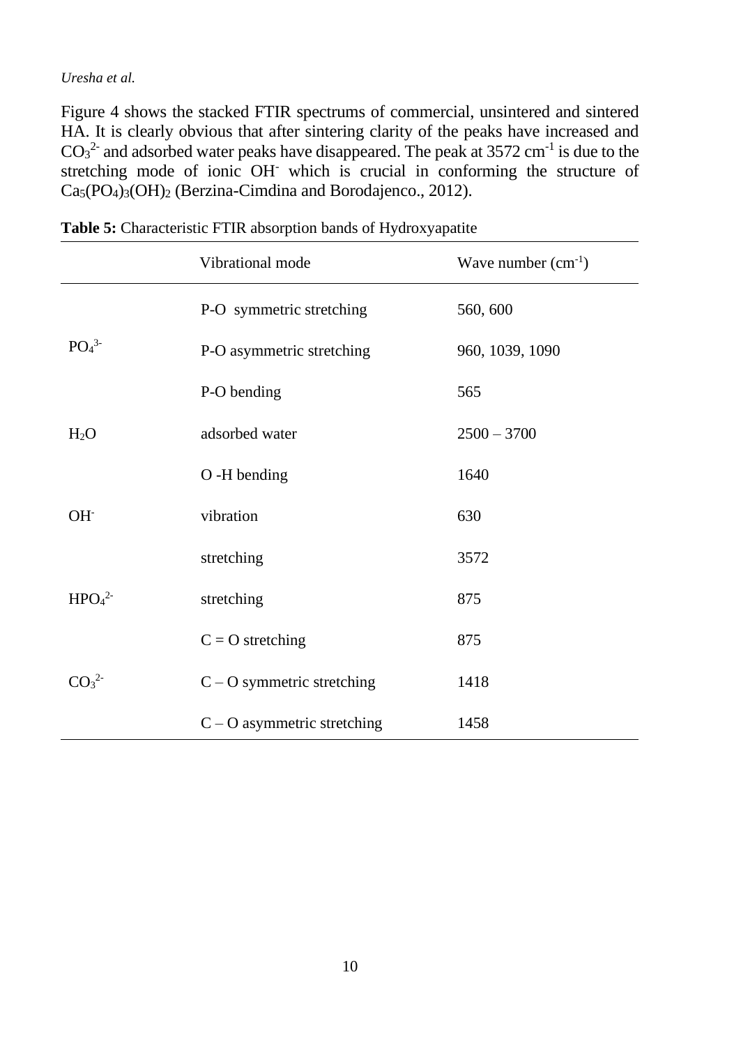Figure 4 shows the stacked FTIR spectrums of commercial, unsintered and sintered HA. It is clearly obvious that after sintering clarity of the peaks have increased and $CO_3^{2-}$ and adsorbed water peaks have disappeared. The peak at 3572 $cm^{-1}$ is due to the stretching mode of ionic $OH^-$ which is crucial in conforming the structure of $Ca_5(PO_4)_3(OH)_2$ (Berzina-Cimdina and Borodajenco., 2012).

**Table 5:** Characteristic FTIR absorption bands of Hydroxyapatite

| | Vibrational mode | Wave number ($cm^{-1}$) |
|---|---|---|
| | P-O symmetric stretching | 560, 600 |
| $PO_4^{3-}$ | P-O asymmetric stretching | 960, 1039, 1090 |
| | P-O bending | 565 |
| $H_2O$ | adsorbed water | 2500 – 3700 |
| | O -H bending | 1640 |
| $OH^-$ | vibration | 630 |
| | stretching | 3572 |
| $HPO_4^{2-}$ | stretching | 875 |
| | C = O stretching | 875 |
| $CO_3^{2-}$ | C – O symmetric stretching | 1418 |
| | C – O asymmetric stretching | 1458 |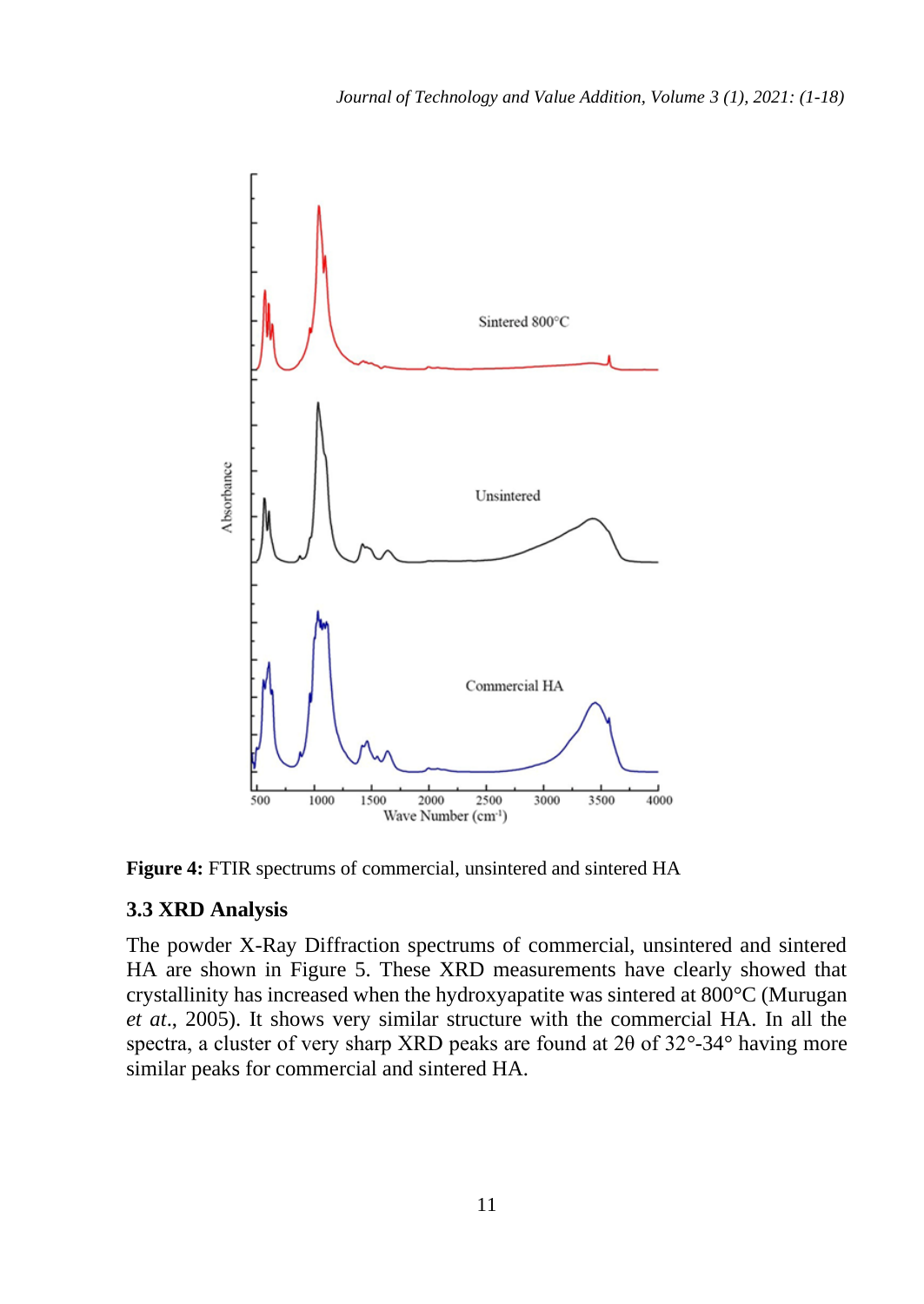**Figure 4:** FTIR spectrums of commercial, unsintered and sintered HA

### 3.3 XRD Analysis

The powder X-Ray Diffraction spectrums of commercial, unsintered and sintered HA are shown in Figure 5. These XRD measurements have clearly showed that crystallinity has increased when the hydroxyapatite was sintered at 800°C (Murugan *et at*., 2005). It shows very similar structure with the commercial HA. In all the spectra, a cluster of very sharp XRD peaks are found at 2θ of 32°-34° having more similar peaks for commercial and sintered HA.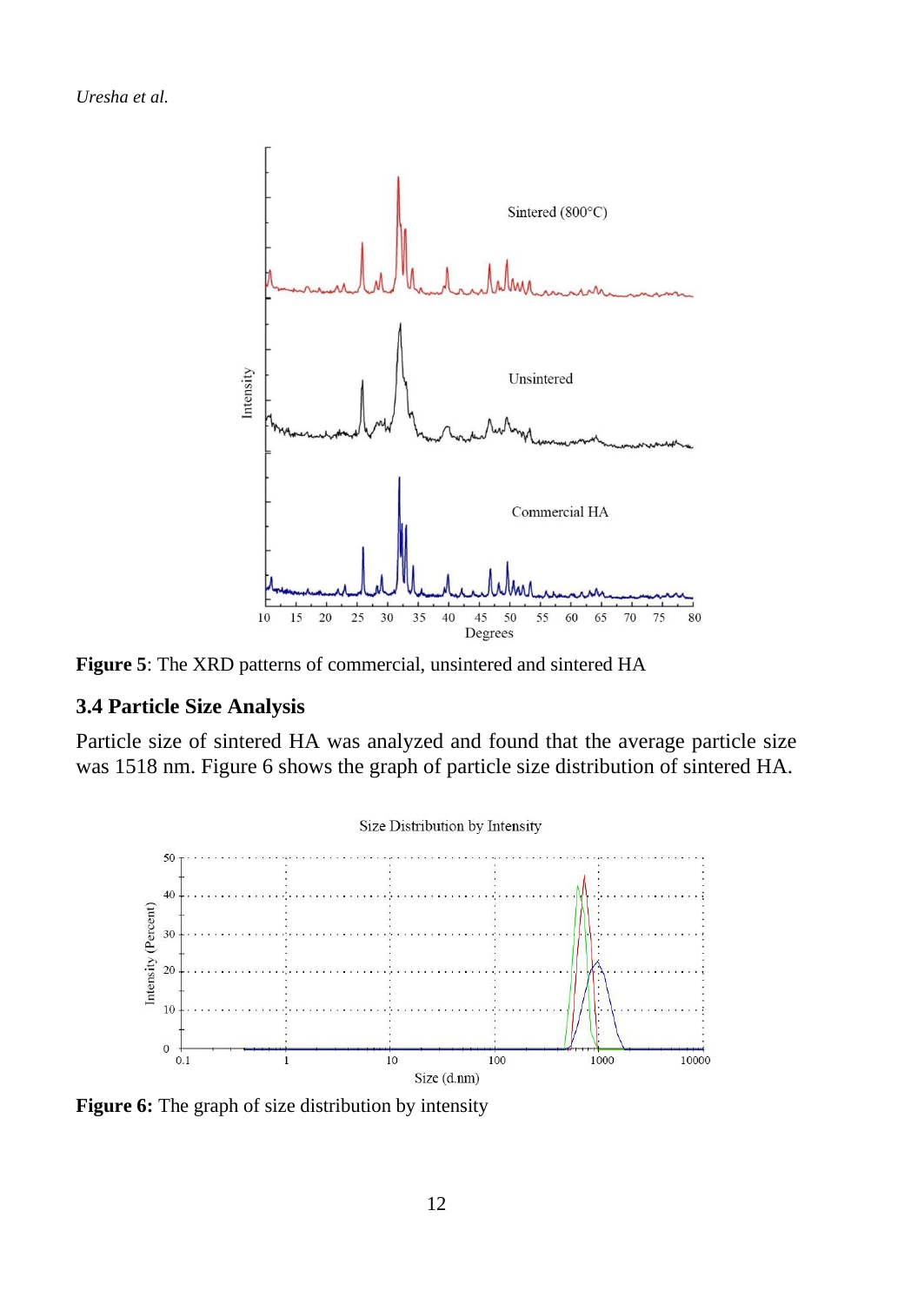**Figure 5**: The XRD patterns of commercial, unsintered and sintered HA

### 3.4 Particle Size Analysis

Particle size of sintered HA was analyzed and found that the average particle size was 1518 nm. Figure 6 shows the graph of particle size distribution of sintered HA.

**Figure 6:** The graph of size distribution by intensity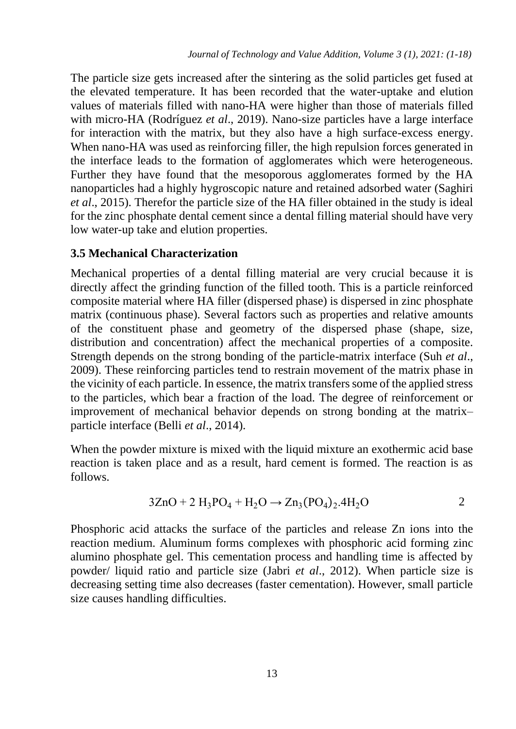The particle size gets increased after the sintering as the solid particles get fused at the elevated temperature. It has been recorded that the water-uptake and elution values of materials filled with nano-HA were higher than those of materials filled with micro-HA (Rodríguez *et al*., 2019). Nano-size particles have a large interface for interaction with the matrix, but they also have a high surface-excess energy. When nano-HA was used as reinforcing filler, the high repulsion forces generated in the interface leads to the formation of agglomerates which were heterogeneous. Further they have found that the mesoporous agglomerates formed by the HA nanoparticles had a highly hygroscopic nature and retained adsorbed water (Saghiri *et al*., 2015). Therefor the particle size of the HA filler obtained in the study is ideal for the zinc phosphate dental cement since a dental filling material should have very low water-up take and elution properties.

### 3.5 Mechanical Characterization

Mechanical properties of a dental filling material are very crucial because it is directly affect the grinding function of the filled tooth. This is a particle reinforced composite material where HA filler (dispersed phase) is dispersed in zinc phosphate matrix (continuous phase). Several factors such as properties and relative amounts of the constituent phase and geometry of the dispersed phase (shape, size, distribution and concentration) affect the mechanical properties of a composite. Strength depends on the strong bonding of the particle-matrix interface (Suh *et al*., 2009). These reinforcing particles tend to restrain movement of the matrix phase in the vicinity of each particle. In essence, the matrix transfers some of the applied stress to the particles, which bear a fraction of the load. The degree of reinforcement or improvement of mechanical behavior depends on strong bonding at the matrix–particle interface (Belli *et al*., 2014).

When the powder mixture is mixed with the liquid mixture an exothermic acid base reaction is taken place and as a result, hard cement is formed. The reaction is as follows.

$$3ZnO + 2\ H_3PO_4 + H_2O \rightarrow Zn_3(PO_4)_2.4H_2O \qquad 2$$

Phosphoric acid attacks the surface of the particles and release Zn ions into the reaction medium. Aluminum forms complexes with phosphoric acid forming zinc alumino phosphate gel. This cementation process and handling time is affected by powder/ liquid ratio and particle size (Jabri *et al*., 2012). When particle size is decreasing setting time also decreases (faster cementation). However, small particle size causes handling difficulties.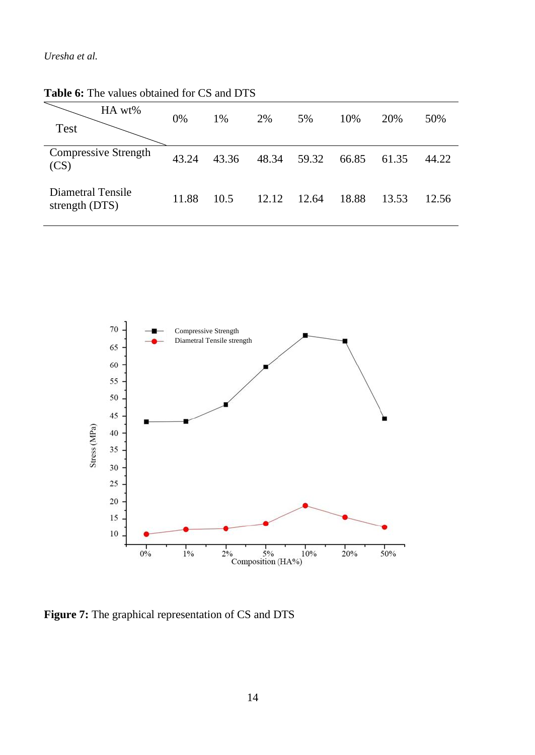**Table 6:** The values obtained for CS and DTS

| Test \ HA wt% | 0% | 1% | 2% | 5% | 10% | 20% | 50% |
|---|---|---|---|---|---|---|---|
| Compressive Strength (CS) | 43.24 | 43.36 | 48.34 | 59.32 | 66.85 | 61.35 | 44.22 |
| Diametral Tensile strength (DTS) | 11.88 | 10.5 | 12.12 | 12.64 | 18.88 | 13.53 | 12.56 |

**Figure 7:** The graphical representation of CS and DTS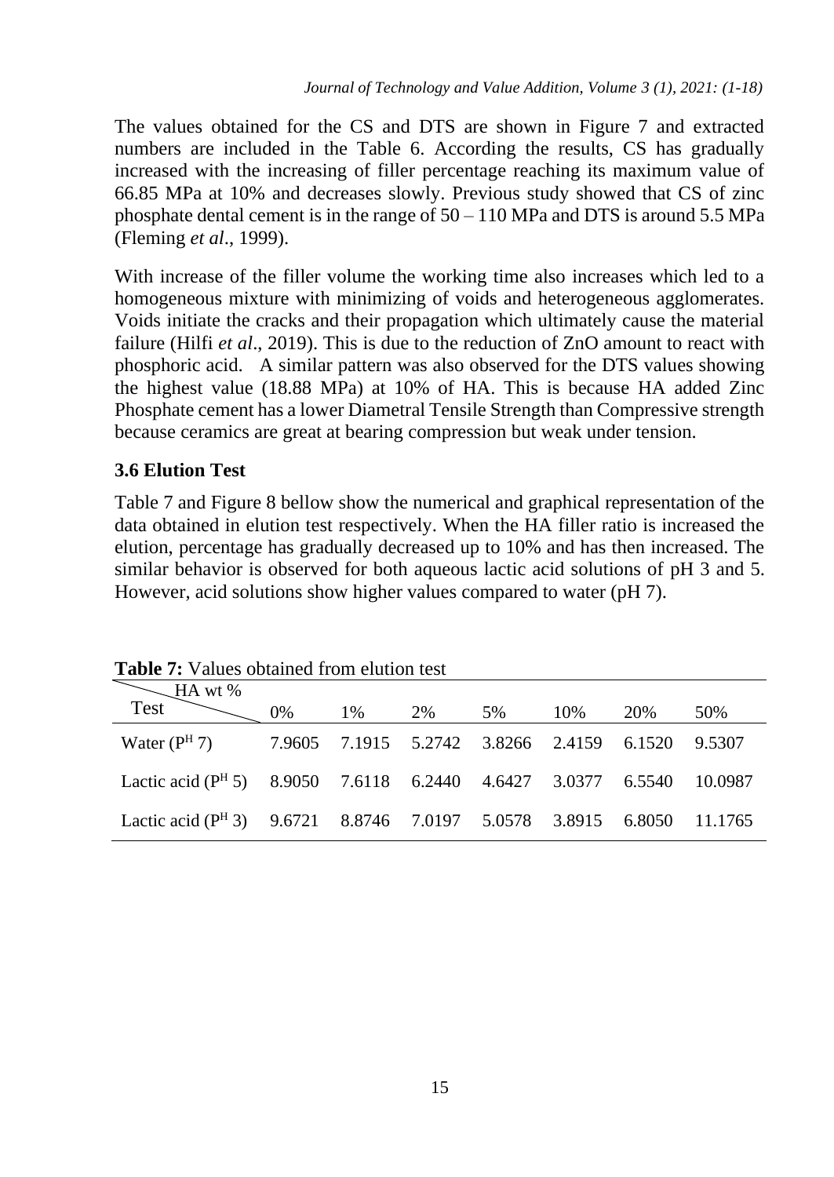The values obtained for the CS and DTS are shown in Figure 7 and extracted numbers are included in the Table 6. According the results, CS has gradually increased with the increasing of filler percentage reaching its maximum value of 66.85 MPa at 10% and decreases slowly. Previous study showed that CS of zinc phosphate dental cement is in the range of 50 – 110 MPa and DTS is around 5.5 MPa (Fleming *et al*., 1999).

With increase of the filler volume the working time also increases which led to a homogeneous mixture with minimizing of voids and heterogeneous agglomerates. Voids initiate the cracks and their propagation which ultimately cause the material failure (Hilfi *et al*., 2019). This is due to the reduction of ZnO amount to react with phosphoric acid. A similar pattern was also observed for the DTS values showing the highest value (18.88 MPa) at 10% of HA. This is because HA added Zinc Phosphate cement has a lower Diametral Tensile Strength than Compressive strength because ceramics are great at bearing compression but weak under tension.

### 3.6 Elution Test

Table 7 and Figure 8 bellow show the numerical and graphical representation of the data obtained in elution test respectively. When the HA filler ratio is increased the elution, percentage has gradually decreased up to 10% and has then increased. The similar behavior is observed for both aqueous lactic acid solutions of pH 3 and 5. However, acid solutions show higher values compared to water (pH 7).

**Table 7:** Values obtained from elution test

| Test \ HA wt % | 0% | 1% | 2% | 5% | 10% | 20% | 50% |
|---|---|---|---|---|---|---|---|
| Water ($P^H$ 7) | 7.9605 | 7.1915 | 5.2742 | 3.8266 | 2.4159 | 6.1520 | 9.5307 |
| Lactic acid ($P^H$ 5) | 8.9050 | 7.6118 | 6.2440 | 4.6427 | 3.0377 | 6.5540 | 10.0987 |
| Lactic acid ($P^H$ 3) | 9.6721 | 8.8746 | 7.0197 | 5.0578 | 3.8915 | 6.8050 | 11.1765 |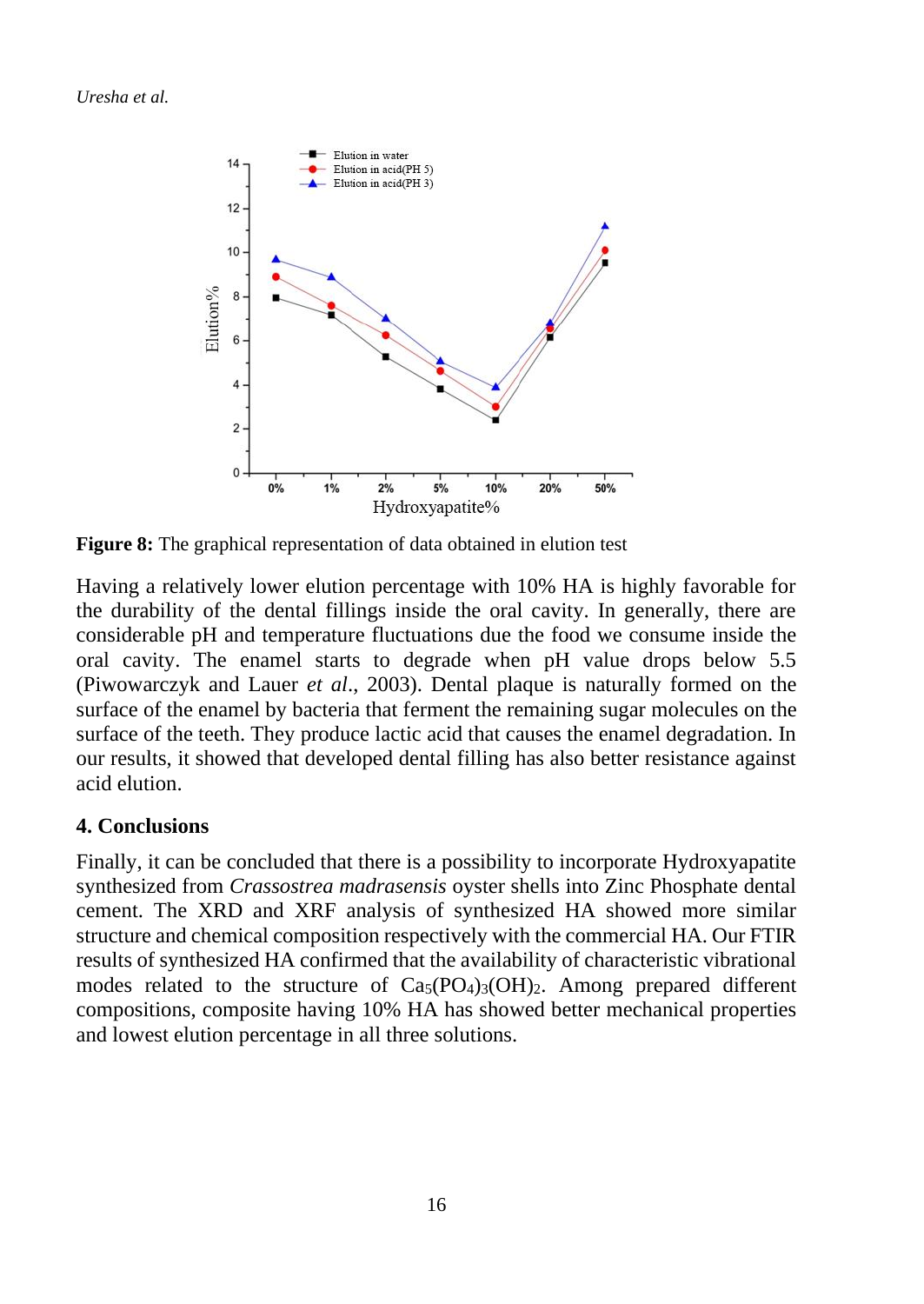**Figure 8:** The graphical representation of data obtained in elution test

Having a relatively lower elution percentage with 10% HA is highly favorable for the durability of the dental fillings inside the oral cavity. In generally, there are considerable pH and temperature fluctuations due the food we consume inside the oral cavity. The enamel starts to degrade when pH value drops below 5.5 (Piwowarczyk and Lauer *et al*., 2003). Dental plaque is naturally formed on the surface of the enamel by bacteria that ferment the remaining sugar molecules on the surface of the teeth. They produce lactic acid that causes the enamel degradation. In our results, it showed that developed dental filling has also better resistance against acid elution.

## 4. Conclusions

Finally, it can be concluded that there is a possibility to incorporate Hydroxyapatite synthesized from *Crassostrea madrasensis* oyster shells into Zinc Phosphate dental cement. The XRD and XRF analysis of synthesized HA showed more similar structure and chemical composition respectively with the commercial HA. Our FTIR results of synthesized HA confirmed that the availability of characteristic vibrational modes related to the structure of $Ca_5(PO_4)_3(OH)_2$. Among prepared different compositions, composite having 10% HA has showed better mechanical properties and lowest elution percentage in all three solutions.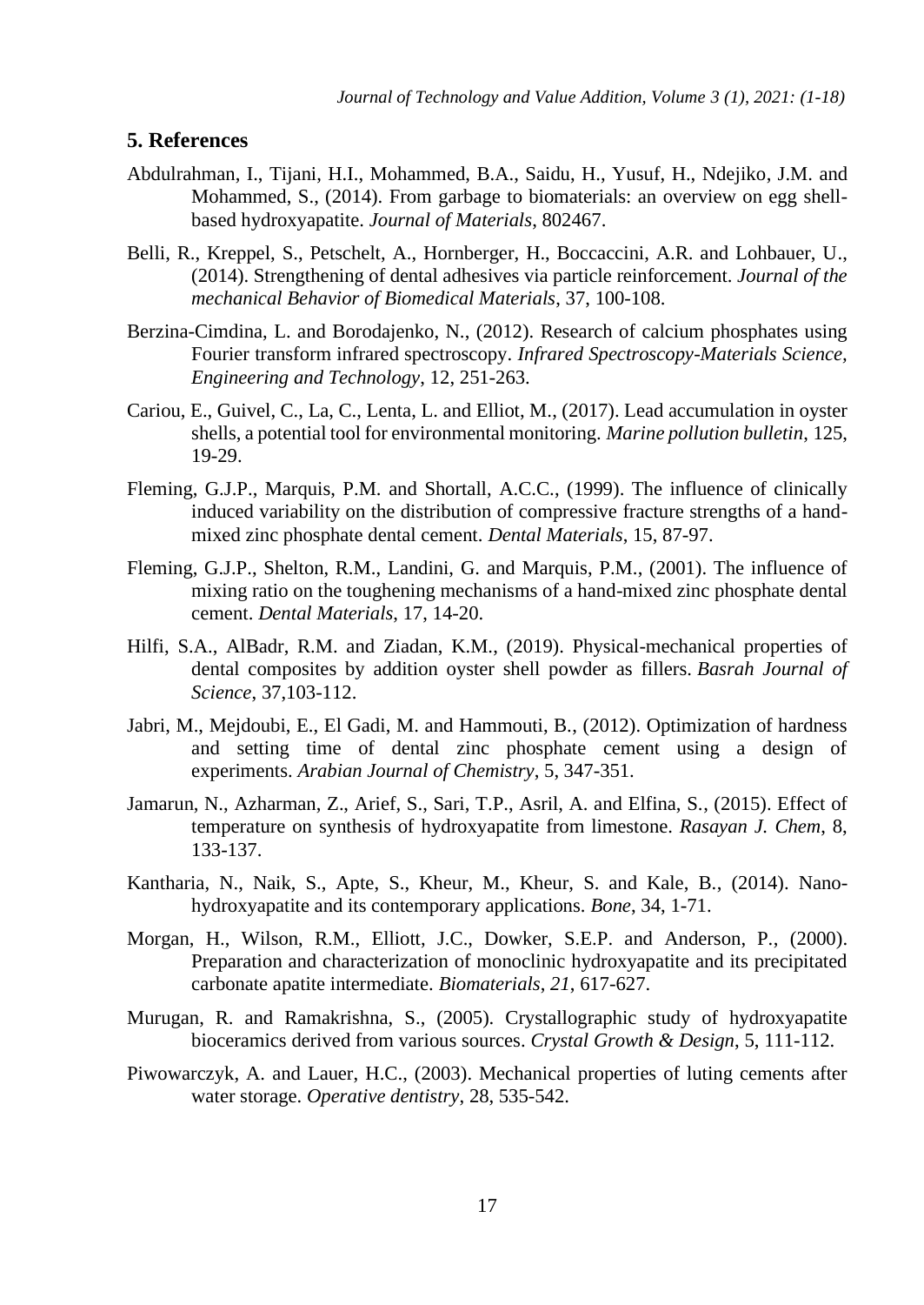## 5. References

Abdulrahman, I., Tijani, H.I., Mohammed, B.A., Saidu, H., Yusuf, H., Ndejiko, J.M. and Mohammed, S., (2014). From garbage to biomaterials: an overview on egg shell-based hydroxyapatite. *Journal of Materials*, 802467.

Belli, R., Kreppel, S., Petschelt, A., Hornberger, H., Boccaccini, A.R. and Lohbauer, U., (2014). Strengthening of dental adhesives via particle reinforcement. *Journal of the mechanical Behavior of Biomedical Materials*, 37, 100-108.

Berzina-Cimdina, L. and Borodajenko, N., (2012). Research of calcium phosphates using Fourier transform infrared spectroscopy. *Infrared Spectroscopy-Materials Science, Engineering and Technology*, 12, 251-263.

Cariou, E., Guivel, C., La, C., Lenta, L. and Elliot, M., (2017). Lead accumulation in oyster shells, a potential tool for environmental monitoring. *Marine pollution bulletin*, 125, 19-29.

Fleming, G.J.P., Marquis, P.M. and Shortall, A.C.C., (1999). The influence of clinically induced variability on the distribution of compressive fracture strengths of a hand-mixed zinc phosphate dental cement. *Dental Materials*, 15, 87-97.

Fleming, G.J.P., Shelton, R.M., Landini, G. and Marquis, P.M., (2001). The influence of mixing ratio on the toughening mechanisms of a hand-mixed zinc phosphate dental cement. *Dental Materials*, 17, 14-20.

Hilfi, S.A., AlBadr, R.M. and Ziadan, K.M., (2019). Physical-mechanical properties of dental composites by addition oyster shell powder as fillers. *Basrah Journal of Science*, 37,103-112.

Jabri, M., Mejdoubi, E., El Gadi, M. and Hammouti, B., (2012). Optimization of hardness and setting time of dental zinc phosphate cement using a design of experiments. *Arabian Journal of Chemistry*, 5, 347-351.

Jamarun, N., Azharman, Z., Arief, S., Sari, T.P., Asril, A. and Elfina, S., (2015). Effect of temperature on synthesis of hydroxyapatite from limestone. *Rasayan J. Chem*, 8, 133-137.

Kantharia, N., Naik, S., Apte, S., Kheur, M., Kheur, S. and Kale, B., (2014). Nano-hydroxyapatite and its contemporary applications. *Bone*, 34, 1-71.

Morgan, H., Wilson, R.M., Elliott, J.C., Dowker, S.E.P. and Anderson, P., (2000). Preparation and characterization of monoclinic hydroxyapatite and its precipitated carbonate apatite intermediate. *Biomaterials*, *21*, 617-627.

Murugan, R. and Ramakrishna, S., (2005). Crystallographic study of hydroxyapatite bioceramics derived from various sources. *Crystal Growth & Design*, 5, 111-112.

Piwowarczyk, A. and Lauer, H.C., (2003). Mechanical properties of luting cements after water storage. *Operative dentistry*, 28, 535-542.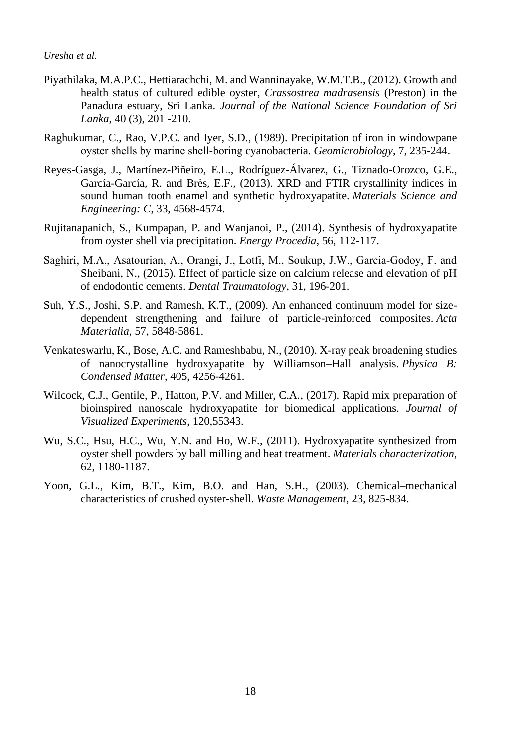Piyathilaka, M.A.P.C., Hettiarachchi, M. and Wanninayake, W.M.T.B., (2012). Growth and health status of cultured edible oyster, *Crassostrea madrasensis* (Preston) in the Panadura estuary, Sri Lanka. *Journal of the National Science Foundation of Sri Lanka*, 40 (3), 201 -210.

Raghukumar, C., Rao, V.P.C. and Iyer, S.D., (1989). Precipitation of iron in windowpane oyster shells by marine shell-boring cyanobacteria. *Geomicrobiology*, 7, 235-244.

Reyes-Gasga, J., Martínez-Piñeiro, E.L., Rodríguez-Álvarez, G., Tiznado-Orozco, G.E., García-García, R. and Brès, E.F., (2013). XRD and FTIR crystallinity indices in sound human tooth enamel and synthetic hydroxyapatite. *Materials Science and Engineering: C*, 33, 4568-4574.

Rujitanapanich, S., Kumpapan, P. and Wanjanoi, P., (2014). Synthesis of hydroxyapatite from oyster shell via precipitation. *Energy Procedia*, 56, 112-117.

Saghiri, M.A., Asatourian, A., Orangi, J., Lotfi, M., Soukup, J.W., Garcia-Godoy, F. and Sheibani, N., (2015). Effect of particle size on calcium release and elevation of pH of endodontic cements. *Dental Traumatology*, 31, 196-201.

Suh, Y.S., Joshi, S.P. and Ramesh, K.T., (2009). An enhanced continuum model for size-dependent strengthening and failure of particle-reinforced composites. *Acta Materialia*, 57, 5848-5861.

Venkateswarlu, K., Bose, A.C. and Rameshbabu, N., (2010). X-ray peak broadening studies of nanocrystalline hydroxyapatite by Williamson–Hall analysis. *Physica B: Condensed Matter*, 405, 4256-4261.

Wilcock, C.J., Gentile, P., Hatton, P.V. and Miller, C.A., (2017). Rapid mix preparation of bioinspired nanoscale hydroxyapatite for biomedical applications. *Journal of Visualized Experiments*, 120,55343.

Wu, S.C., Hsu, H.C., Wu, Y.N. and Ho, W.F., (2011). Hydroxyapatite synthesized from oyster shell powders by ball milling and heat treatment. *Materials characterization*, 62, 1180-1187.

Yoon, G.L., Kim, B.T., Kim, B.O. and Han, S.H., (2003). Chemical–mechanical characteristics of crushed oyster-shell. *Waste Management*, 23, 825-834.